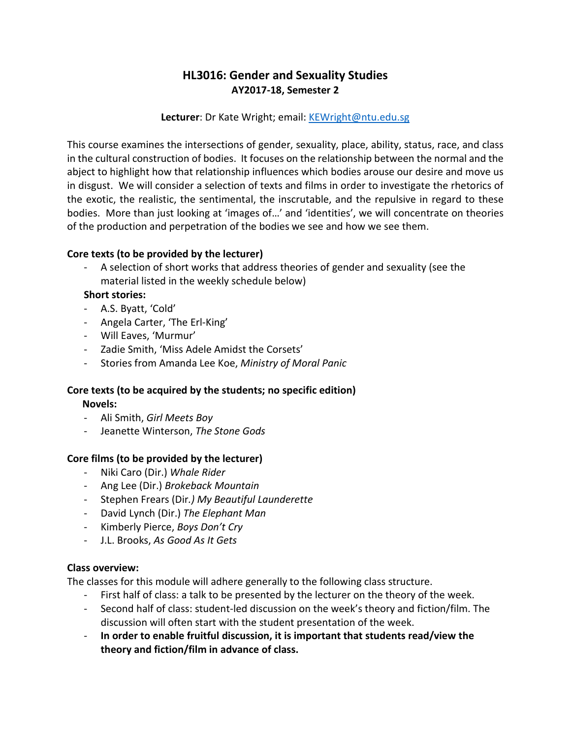# HL3016: Gender and Sexuality Studies

**AY2017-18, Semester 2**

**Lecturer**: Dr Kate Wright; email: [KEWright@ntu.edu.sg](mailto:KEWright@ntu.edu.sg)

This course examines the intersections of gender, sexuality, place, ability, status, race, and class in the cultural construction of bodies. It focuses on the relationship between the normal and the abject to highlight how that relationship influences which bodies arouse our desire and move us in disgust. We will consider a selection of texts and films in order to investigate the rhetorics of the exotic, the realistic, the sentimental, the inscrutable, and the repulsive in regard to these bodies. More than just looking at 'images of…' and 'identities', we will concentrate on theories of the production and perpetration of the bodies we see and how we see them.

**Core texts (to be provided by the lecturer)**

- A selection of short works that address theories of gender and sexuality (see the material listed in the weekly schedule below)

**Short stories:**

- A.S. Byatt, 'Cold'
- Angela Carter, 'The Erl-King'
- Will Eaves, 'Murmur'
- Zadie Smith, 'Miss Adele Amidst the Corsets'
- Stories from Amanda Lee Koe, *Ministry of Moral Panic*

**Core texts (to be acquired by the students; no specific edition)**

**Novels:**

- Ali Smith, *Girl Meets Boy*
- Jeanette Winterson, *The Stone Gods*

**Core films (to be provided by the lecturer)**

- Niki Caro (Dir.) *Whale Rider*
- Ang Lee (Dir.) *Brokeback Mountain*
- Stephen Frears (Dir.) *My Beautiful Launderette*
- David Lynch (Dir.) *The Elephant Man*
- Kimberly Pierce, *Boys Don't Cry*
- J.L. Brooks, *As Good As It Gets*

**Class overview:**

The classes for this module will adhere generally to the following class structure.

- First half of class: a talk to be presented by the lecturer on the theory of the week.
- Second half of class: student-led discussion on the week's theory and fiction/film. The discussion will often start with the student presentation of the week.
- **In order to enable fruitful discussion, it is important that students read/view the theory and fiction/film in advance of class.**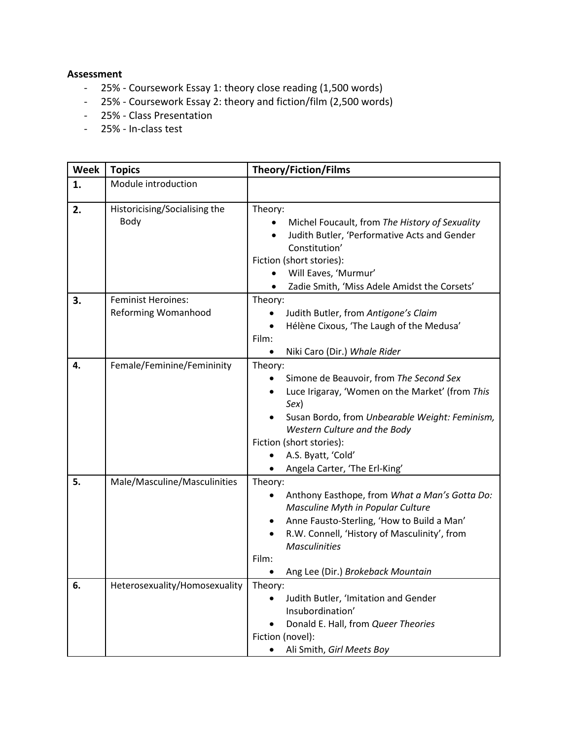**Assessment**

- 25% - Coursework Essay 1: theory close reading (1,500 words)
- 25% - Coursework Essay 2: theory and fiction/film (2,500 words)
- 25% - Class Presentation
- 25% - In-class test

| Week | Topics | Theory/Fiction/Films |
|---|---|---|
| **1.** | Module introduction | |
| **2.** | Historicising/Socialising the Body | Theory:<br>• Michel Foucault, from *The History of Sexuality*<br>• Judith Butler, 'Performative Acts and Gender Constitution'<br>Fiction (short stories):<br>• Will Eaves, 'Murmur'<br>• Zadie Smith, 'Miss Adele Amidst the Corsets' |
| **3.** | Feminist Heroines: Reforming Womanhood | Theory:<br>• Judith Butler, from *Antigone's Claim*<br>• Hélène Cixous, 'The Laugh of the Medusa'<br>Film:<br>• Niki Caro (Dir.) *Whale Rider* |
| **4.** | Female/Feminine/Femininity | Theory:<br>• Simone de Beauvoir, from *The Second Sex*<br>• Luce Irigaray, 'Women on the Market' (from *This Sex*)<br>• Susan Bordo, from *Unbearable Weight: Feminism, Western Culture and the Body*<br>Fiction (short stories):<br>• A.S. Byatt, 'Cold'<br>• Angela Carter, 'The Erl-King' |
| **5.** | Male/Masculine/Masculinities | Theory:<br>• Anthony Easthope, from *What a Man's Gotta Do: Masculine Myth in Popular Culture*<br>• Anne Fausto-Sterling, 'How to Build a Man'<br>• R.W. Connell, 'History of Masculinity', from *Masculinities*<br>Film:<br>• Ang Lee (Dir.) *Brokeback Mountain* |
| **6.** | Heterosexuality/Homosexuality | Theory:<br>• Judith Butler, 'Imitation and Gender Insubordination'<br>• Donald E. Hall, from *Queer Theories*<br>Fiction (novel):<br>• Ali Smith, *Girl Meets Boy* |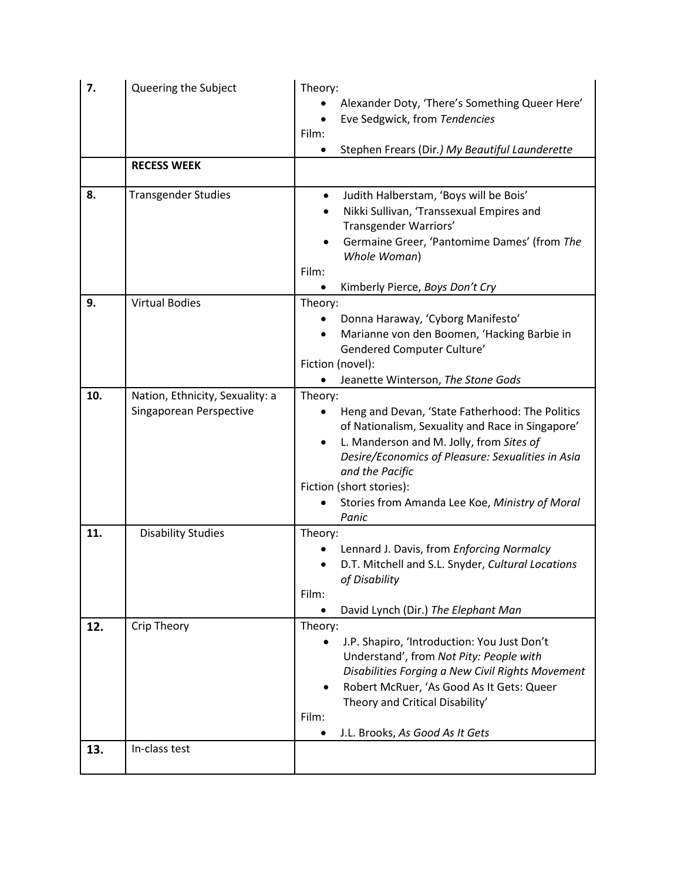| | | |
|---|---|---|
| **7.** | Queering the Subject | Theory:<br>• Alexander Doty, 'There's Something Queer Here'<br>• Eve Sedgwick, from *Tendencies*<br>Film:<br>• Stephen Frears (Dir.*) My Beautiful Launderette* |
| | **RECESS WEEK** | |
| **8.** | Transgender Studies | • Judith Halberstam, 'Boys will be Bois'<br>• Nikki Sullivan, 'Transsexual Empires and Transgender Warriors'<br>• Germaine Greer, 'Pantomime Dames' (from *The Whole Woman*)<br>Film:<br>• Kimberly Pierce, *Boys Don't Cry* |
| **9.** | Virtual Bodies | Theory:<br>• Donna Haraway, 'Cyborg Manifesto'<br>• Marianne von den Boomen, 'Hacking Barbie in Gendered Computer Culture'<br>Fiction (novel):<br>• Jeanette Winterson, *The Stone Gods* |
| **10.** | Nation, Ethnicity, Sexuality: a Singaporean Perspective | Theory:<br>• Heng and Devan, 'State Fatherhood: The Politics of Nationalism, Sexuality and Race in Singapore'<br>• L. Manderson and M. Jolly, from *Sites of Desire/Economics of Pleasure: Sexualities in Asia and the Pacific*<br>Fiction (short stories):<br>• Stories from Amanda Lee Koe, *Ministry of Moral Panic* |
| **11.** | Disability Studies | Theory:<br>• Lennard J. Davis, from *Enforcing Normalcy*<br>• D.T. Mitchell and S.L. Snyder, *Cultural Locations of Disability*<br>Film:<br>• David Lynch (Dir.) *The Elephant Man* |
| **12.** | Crip Theory | Theory:<br>• J.P. Shapiro, 'Introduction: You Just Don't Understand', from *Not Pity: People with Disabilities Forging a New Civil Rights Movement*<br>• Robert McRuer, 'As Good As It Gets: Queer Theory and Critical Disability'<br>Film:<br>• J.L. Brooks, *As Good As It Gets* |
| **13.** | In-class test | |